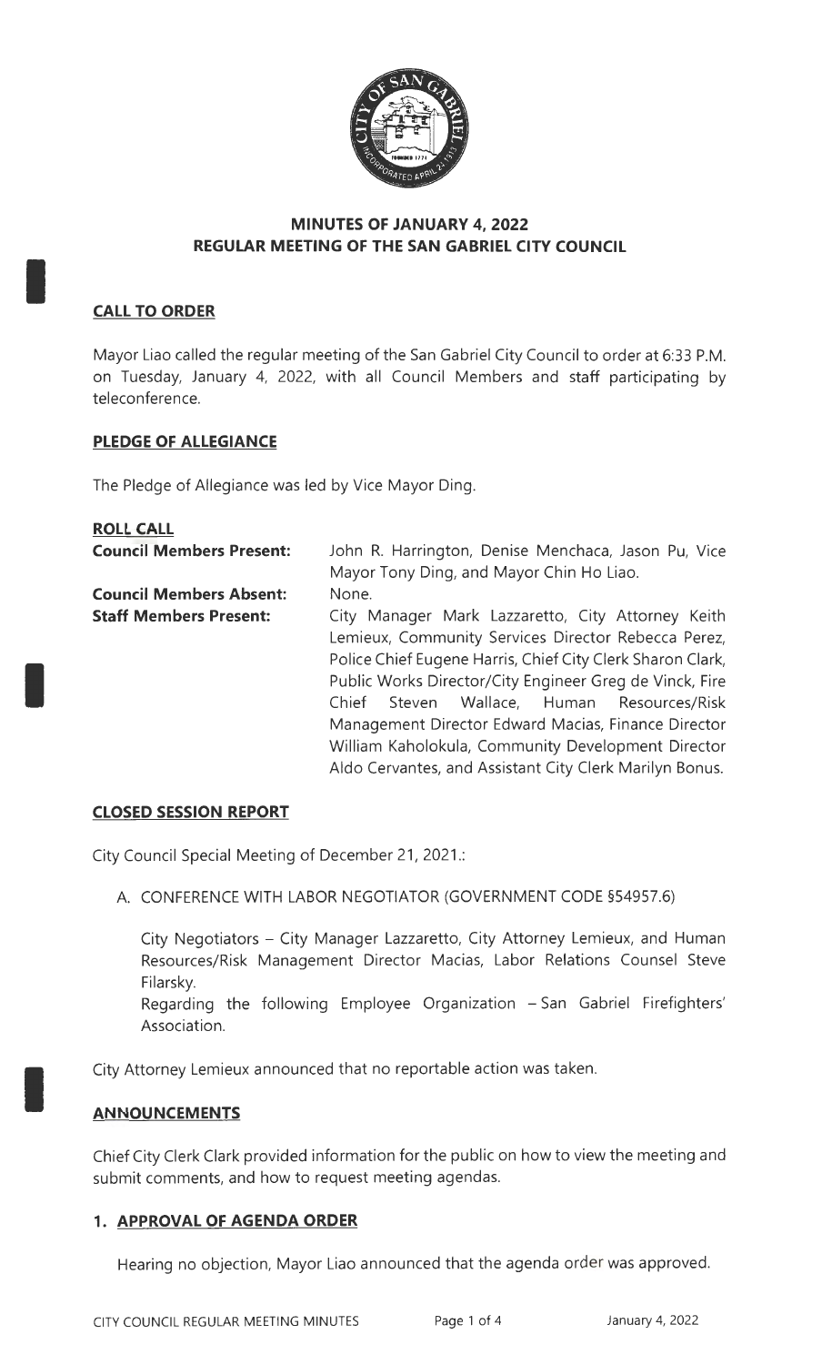# MINUTES OF JANUARY 4, 2022
# REGULAR MEETING OF THE SAN GABRIEL CITY COUNCIL

## CALL TO ORDER

Mayor Liao called the regular meeting of the San Gabriel City Council to order at 6:33 P.M. on Tuesday, January 4, 2022, with all Council Members and staff participating by teleconference.

## PLEDGE OF ALLEGIANCE

The Pledge of Allegiance was led by Vice Mayor Ding.

## ROLL CALL

**Council Members Present:** John R. Harrington, Denise Menchaca, Jason Pu, Vice Mayor Tony Ding, and Mayor Chin Ho Liao.

**Council Members Absent:** None.

**Staff Members Present:** City Manager Mark Lazzaretto, City Attorney Keith Lemieux, Community Services Director Rebecca Perez, Police Chief Eugene Harris, Chief City Clerk Sharon Clark, Public Works Director/City Engineer Greg de Vinck, Fire Chief Steven Wallace, Human Resources/Risk Management Director Edward Macias, Finance Director William Kaholokula, Community Development Director Aldo Cervantes, and Assistant City Clerk Marilyn Bonus.

## CLOSED SESSION REPORT

City Council Special Meeting of December 21, 2021.:

A. CONFERENCE WITH LABOR NEGOTIATOR (GOVERNMENT CODE §54957.6)

City Negotiators – City Manager Lazzaretto, City Attorney Lemieux, and Human Resources/Risk Management Director Macias, Labor Relations Counsel Steve Filarsky.
Regarding the following Employee Organization – San Gabriel Firefighters' Association.

City Attorney Lemieux announced that no reportable action was taken.

## ANNOUNCEMENTS

Chief City Clerk Clark provided information for the public on how to view the meeting and submit comments, and how to request meeting agendas.

## 1. APPROVAL OF AGENDA ORDER

Hearing no objection, Mayor Liao announced that the agenda order was approved.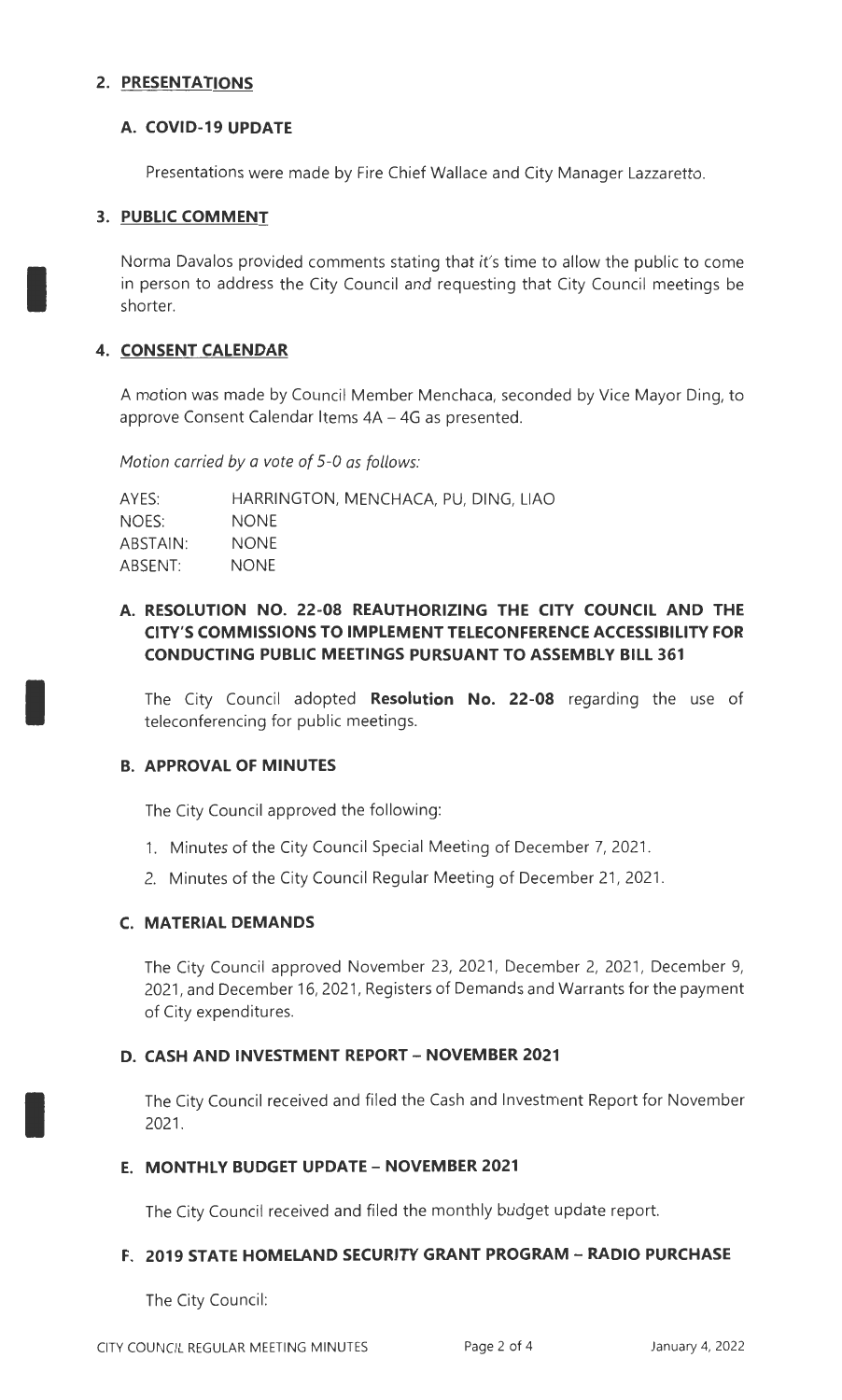## 2. PRESENTATIONS

### A. COVID-19 UPDATE

Presentations were made by Fire Chief Wallace and City Manager Lazzaretto.

## 3. PUBLIC COMMENT

Norma Davalos provided comments stating that it's time to allow the public to come in person to address the City Council and requesting that City Council meetings be shorter.

## 4. CONSENT CALENDAR

A motion was made by Council Member Menchaca, seconded by Vice Mayor Ding, to approve Consent Calendar Items 4A – 4G as presented.

*Motion carried by a vote of 5-0 as follows:*

| | |
|---|---|
| AYES: | HARRINGTON, MENCHACA, PU, DING, LIAO |
| NOES: | NONE |
| ABSTAIN: | NONE |
| ABSENT: | NONE |

### A. RESOLUTION NO. 22-08 REAUTHORIZING THE CITY COUNCIL AND THE CITY'S COMMISSIONS TO IMPLEMENT TELECONFERENCE ACCESSIBILITY FOR CONDUCTING PUBLIC MEETINGS PURSUANT TO ASSEMBLY BILL 361

The City Council adopted **Resolution No. 22-08** regarding the use of teleconferencing for public meetings.

### B. APPROVAL OF MINUTES

The City Council approved the following:

1. Minutes of the City Council Special Meeting of December 7, 2021.
2. Minutes of the City Council Regular Meeting of December 21, 2021.

### C. MATERIAL DEMANDS

The City Council approved November 23, 2021, December 2, 2021, December 9, 2021, and December 16, 2021, Registers of Demands and Warrants for the payment of City expenditures.

### D. CASH AND INVESTMENT REPORT – NOVEMBER 2021

The City Council received and filed the Cash and Investment Report for November 2021.

### E. MONTHLY BUDGET UPDATE – NOVEMBER 2021

The City Council received and filed the monthly budget update report.

### F. 2019 STATE HOMELAND SECURITY GRANT PROGRAM – RADIO PURCHASE

The City Council: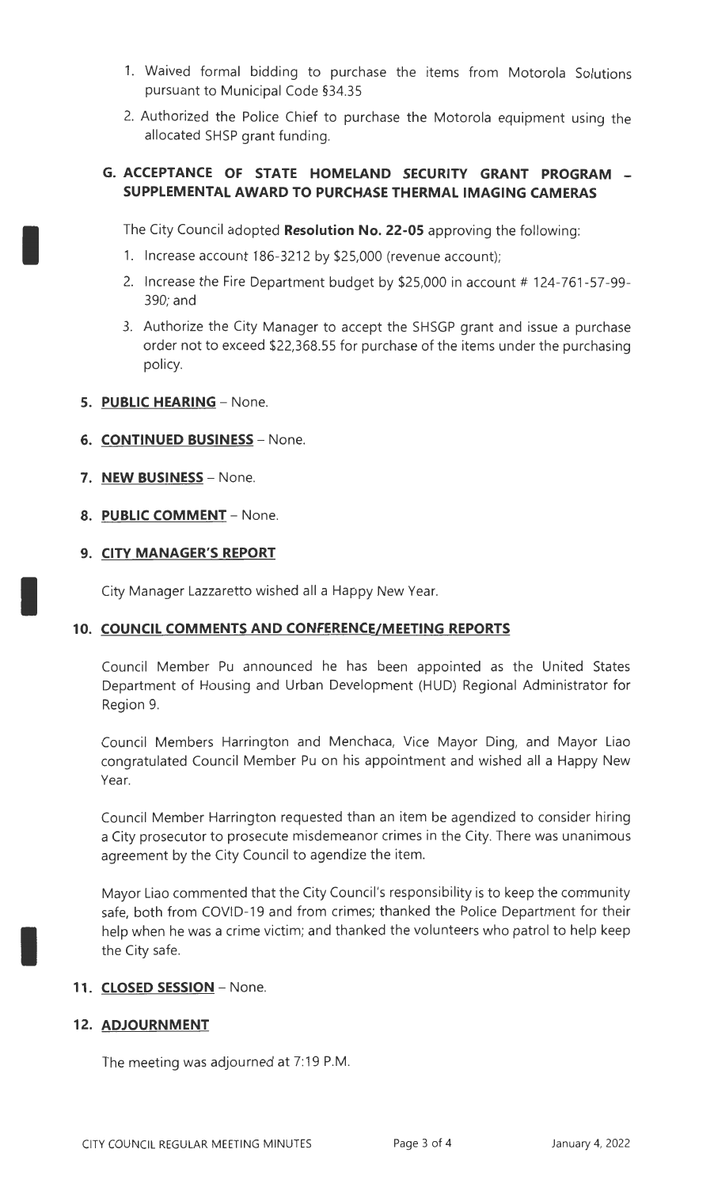1. Waived formal bidding to purchase the items from Motorola Solutions pursuant to Municipal Code §34.35
2. Authorized the Police Chief to purchase the Motorola equipment using the allocated SHSP grant funding.

### G. ACCEPTANCE OF STATE HOMELAND SECURITY GRANT PROGRAM – SUPPLEMENTAL AWARD TO PURCHASE THERMAL IMAGING CAMERAS

The City Council adopted **Resolution No. 22-05** approving the following:

1. Increase account 186-3212 by $25,000 (revenue account);
2. Increase the Fire Department budget by $25,000 in account # 124-761-57-99-390; and
3. Authorize the City Manager to accept the SHSGP grant and issue a purchase order not to exceed $22,368.55 for purchase of the items under the purchasing policy.

## 5. PUBLIC HEARING – None.

## 6. CONTINUED BUSINESS – None.

## 7. NEW BUSINESS – None.

## 8. PUBLIC COMMENT – None.

## 9. CITY MANAGER'S REPORT

City Manager Lazzaretto wished all a Happy New Year.

## 10. COUNCIL COMMENTS AND CONFERENCE/MEETING REPORTS

Council Member Pu announced he has been appointed as the United States Department of Housing and Urban Development (HUD) Regional Administrator for Region 9.

Council Members Harrington and Menchaca, Vice Mayor Ding, and Mayor Liao congratulated Council Member Pu on his appointment and wished all a Happy New Year.

Council Member Harrington requested than an item be agendized to consider hiring a City prosecutor to prosecute misdemeanor crimes in the City. There was unanimous agreement by the City Council to agendize the item.

Mayor Liao commented that the City Council's responsibility is to keep the community safe, both from COVID-19 and from crimes; thanked the Police Department for their help when he was a crime victim; and thanked the volunteers who patrol to help keep the City safe.

## 11. CLOSED SESSION – None.

## 12. ADJOURNMENT

The meeting was adjourned at 7:19 P.M.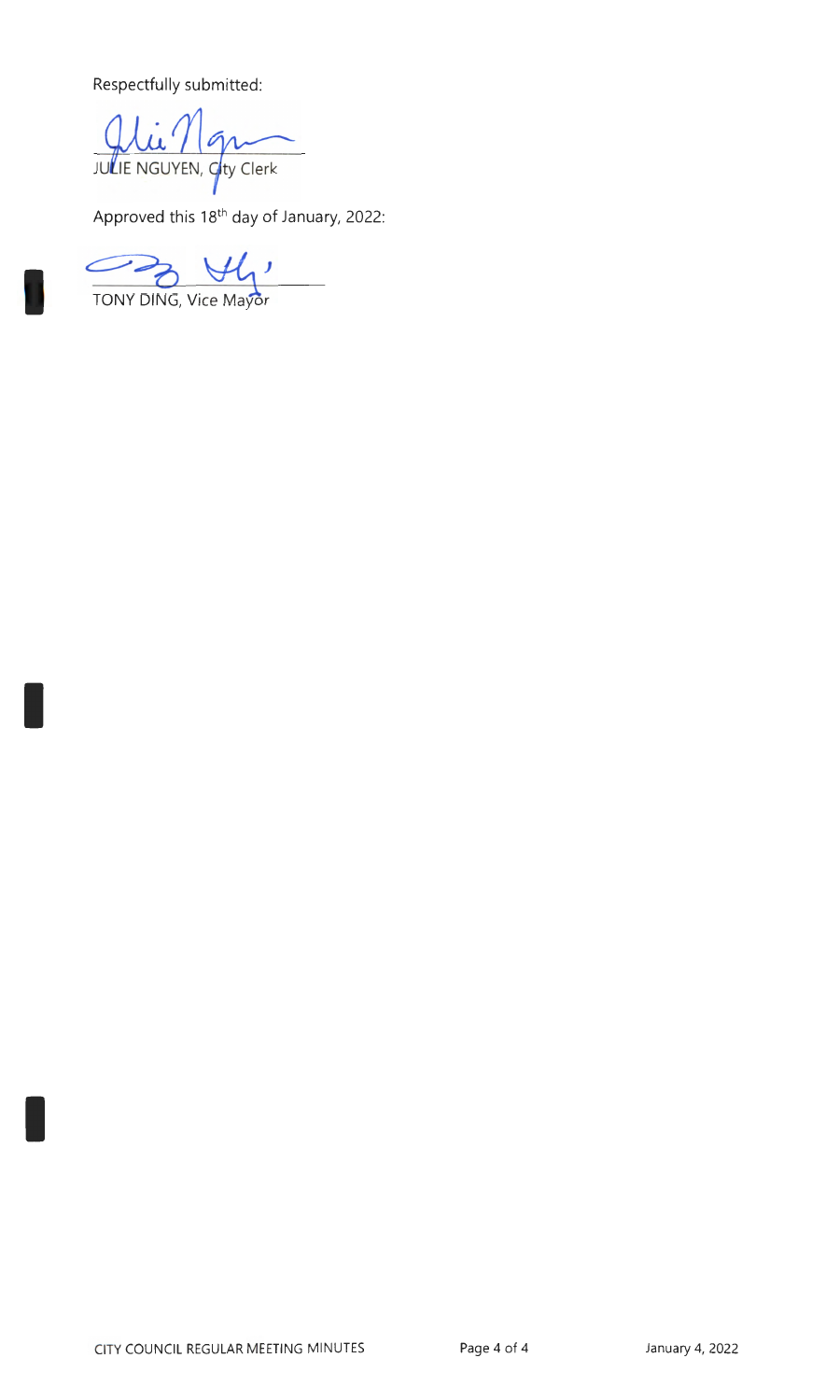Respectfully submitted:

JULIE NGUYEN, City Clerk

Approved this 18th day of January, 2022:

TONY DING, Vice Mayor